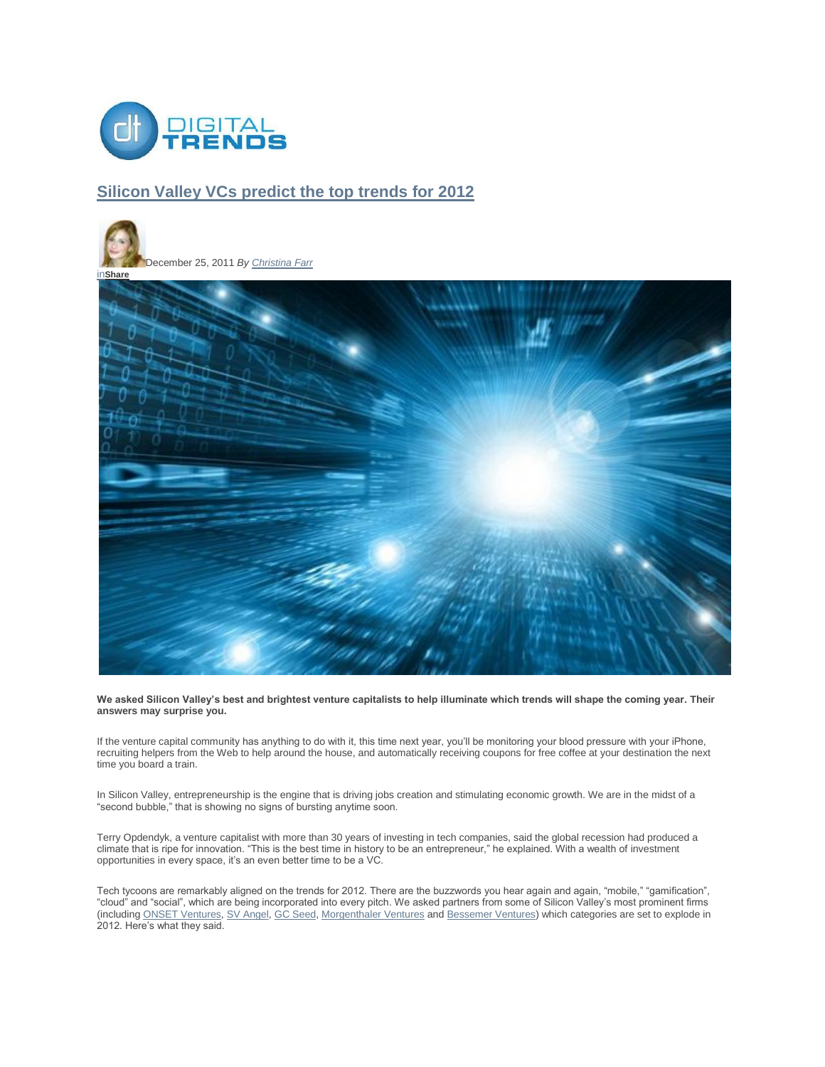DIGITAL TRENDS

# Silicon Valley VCs predict the top trends for 2012

December 25, 2011 *By Christina Farr*

inShare

**We asked Silicon Valley's best and brightest venture capitalists to help illuminate which trends will shape the coming year. Their answers may surprise you.**

If the venture capital community has anything to do with it, this time next year, you'll be monitoring your blood pressure with your iPhone, recruiting helpers from the Web to help around the house, and automatically receiving coupons for free coffee at your destination the next time you board a train.

In Silicon Valley, entrepreneurship is the engine that is driving jobs creation and stimulating economic growth. We are in the midst of a "second bubble," that is showing no signs of bursting anytime soon.

Terry Opdendyk, a venture capitalist with more than 30 years of investing in tech companies, said the global recession had produced a climate that is ripe for innovation. "This is the best time in history to be an entrepreneur," he explained. With a wealth of investment opportunities in every space, it's an even better time to be a VC.

Tech tycoons are remarkably aligned on the trends for 2012. There are the buzzwords you hear again and again, "mobile," "gamification", "cloud" and "social", which are being incorporated into every pitch. We asked partners from some of Silicon Valley's most prominent firms (including ONSET Ventures, SV Angel, GC Seed, Morgenthaler Ventures and Bessemer Ventures) which categories are set to explode in 2012. Here's what they said.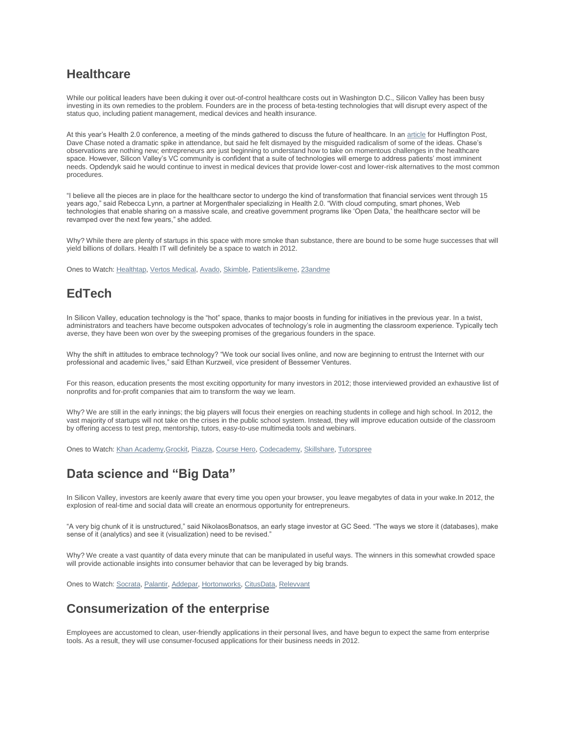## Healthcare

While our political leaders have been duking it over out-of-control healthcare costs out in Washington D.C., Silicon Valley has been busy investing in its own remedies to the problem. Founders are in the process of beta-testing technologies that will disrupt every aspect of the status quo, including patient management, medical devices and health insurance.

At this year's Health 2.0 conference, a meeting of the minds gathered to discuss the future of healthcare. In an article for Huffington Post, Dave Chase noted a dramatic spike in attendance, but said he felt dismayed by the misguided radicalism of some of the ideas. Chase's observations are nothing new; entrepreneurs are just beginning to understand how to take on momentous challenges in the healthcare space. However, Silicon Valley's VC community is confident that a suite of technologies will emerge to address patients' most imminent needs. Opdendyk said he would continue to invest in medical devices that provide lower-cost and lower-risk alternatives to the most common procedures.

"I believe all the pieces are in place for the healthcare sector to undergo the kind of transformation that financial services went through 15 years ago," said Rebecca Lynn, a partner at Morgenthaler specializing in Health 2.0. "With cloud computing, smart phones, Web technologies that enable sharing on a massive scale, and creative government programs like 'Open Data,' the healthcare sector will be revamped over the next few years," she added.

Why? While there are plenty of startups in this space with more smoke than substance, there are bound to be some huge successes that will yield billions of dollars. Health IT will definitely be a space to watch in 2012.

Ones to Watch: Healthtap, Vertos Medical, Avado, Skimble, Patientslikeme, 23andme

## EdTech

In Silicon Valley, education technology is the "hot" space, thanks to major boosts in funding for initiatives in the previous year. In a twist, administrators and teachers have become outspoken advocates of technology's role in augmenting the classroom experience. Typically tech averse, they have been won over by the sweeping promises of the gregarious founders in the space.

Why the shift in attitudes to embrace technology? "We took our social lives online, and now are beginning to entrust the Internet with our professional and academic lives," said Ethan Kurzweil, vice president of Bessemer Ventures.

For this reason, education presents the most exciting opportunity for many investors in 2012; those interviewed provided an exhaustive list of nonprofits and for-profit companies that aim to transform the way we learn.

Why? We are still in the early innings; the big players will focus their energies on reaching students in college and high school. In 2012, the vast majority of startups will not take on the crises in the public school system. Instead, they will improve education outside of the classroom by offering access to test prep, mentorship, tutors, easy-to-use multimedia tools and webinars.

Ones to Watch: Khan Academy,Grockit, Piazza, Course Hero, Codecademy, Skillshare, Tutorspree

## Data science and "Big Data"

In Silicon Valley, investors are keenly aware that every time you open your browser, you leave megabytes of data in your wake.In 2012, the explosion of real-time and social data will create an enormous opportunity for entrepreneurs.

"A very big chunk of it is unstructured," said NikolaosBonatsos, an early stage investor at GC Seed. "The ways we store it (databases), make sense of it (analytics) and see it (visualization) need to be revised."

Why? We create a vast quantity of data every minute that can be manipulated in useful ways. The winners in this somewhat crowded space will provide actionable insights into consumer behavior that can be leveraged by big brands.

Ones to Watch: Socrata, Palantir, Addepar, Hortonworks, CitusData, Relevvant

## Consumerization of the enterprise

Employees are accustomed to clean, user-friendly applications in their personal lives, and have begun to expect the same from enterprise tools. As a result, they will use consumer-focused applications for their business needs in 2012.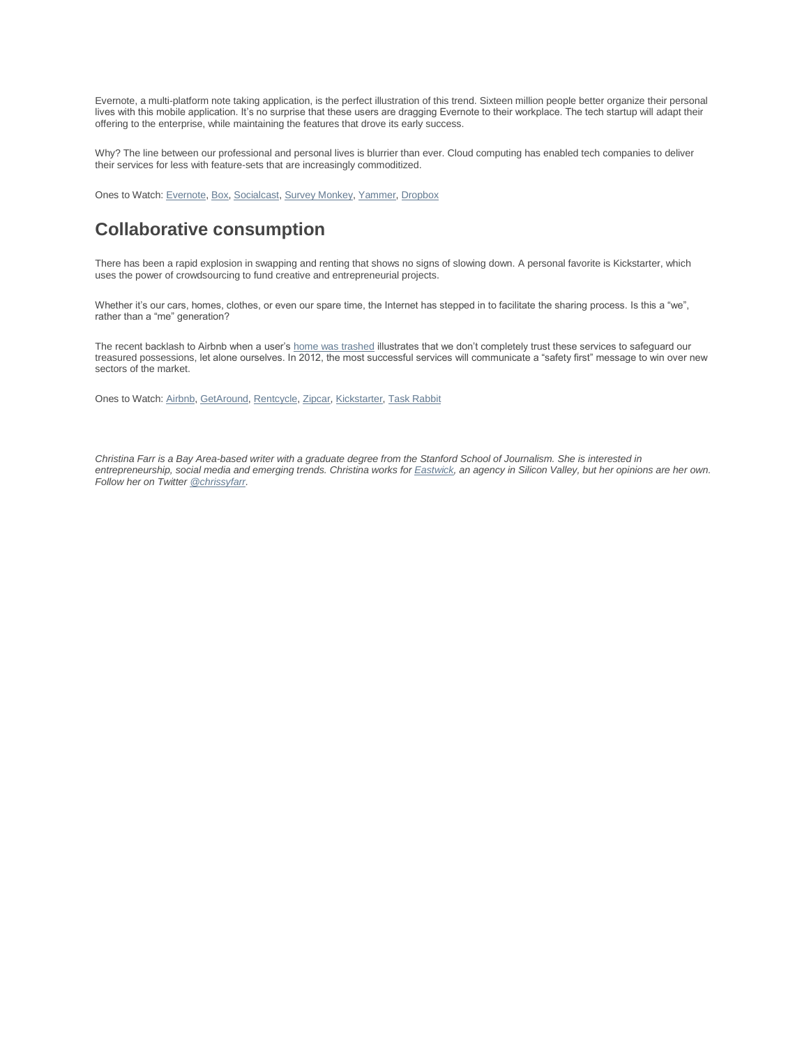Evernote, a multi-platform note taking application, is the perfect illustration of this trend. Sixteen million people better organize their personal lives with this mobile application. It's no surprise that these users are dragging Evernote to their workplace. The tech startup will adapt their offering to the enterprise, while maintaining the features that drove its early success.

Why? The line between our professional and personal lives is blurrier than ever. Cloud computing has enabled tech companies to deliver their services for less with feature-sets that are increasingly commoditized.

Ones to Watch: Evernote, Box, Socialcast, Survey Monkey, Yammer, Dropbox

## Collaborative consumption

There has been a rapid explosion in swapping and renting that shows no signs of slowing down. A personal favorite is Kickstarter, which uses the power of crowdsourcing to fund creative and entrepreneurial projects.

Whether it's our cars, homes, clothes, or even our spare time, the Internet has stepped in to facilitate the sharing process. Is this a "we", rather than a "me" generation?

The recent backlash to Airbnb when a user's home was trashed illustrates that we don't completely trust these services to safeguard our treasured possessions, let alone ourselves. In 2012, the most successful services will communicate a "safety first" message to win over new sectors of the market.

Ones to Watch: Airbnb, GetAround, Rentcycle, Zipcar, Kickstarter, Task Rabbit

*Christina Farr is a Bay Area-based writer with a graduate degree from the Stanford School of Journalism. She is interested in entrepreneurship, social media and emerging trends. Christina works for Eastwick, an agency in Silicon Valley, but her opinions are her own. Follow her on Twitter @chrissyfarr.*